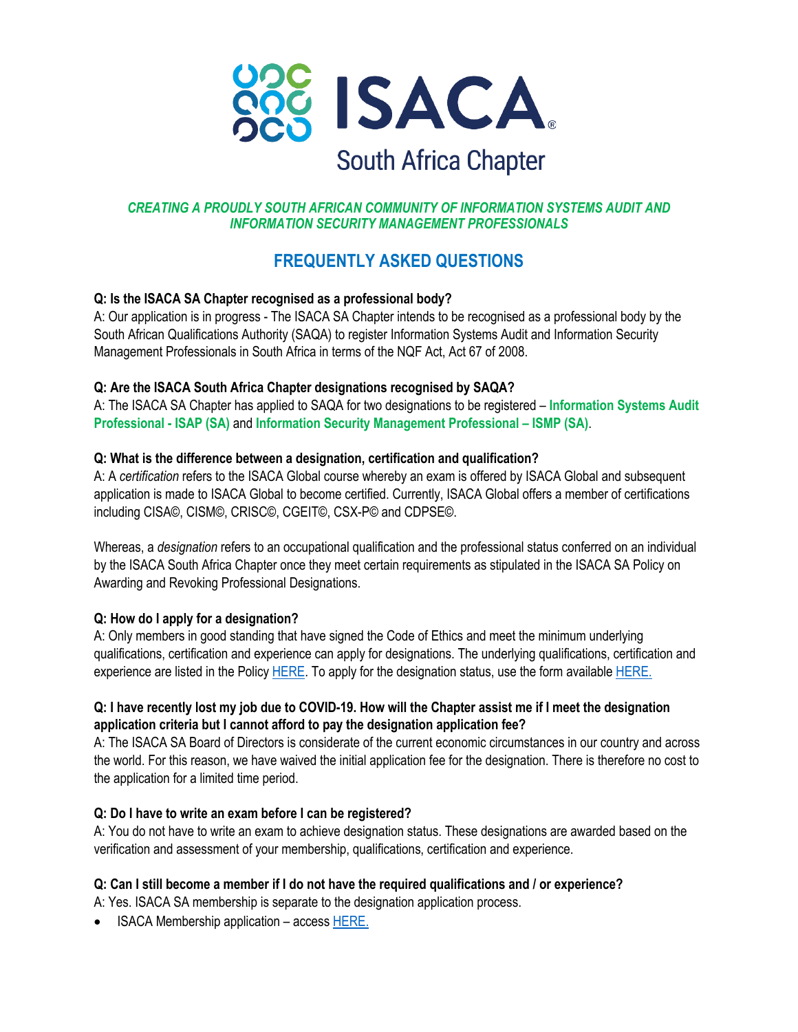# ISACA South Africa Chapter

*CREATING A PROUDLY SOUTH AFRICAN COMMUNITY OF INFORMATION SYSTEMS AUDIT AND INFORMATION SECURITY MANAGEMENT PROFESSIONALS*

## FREQUENTLY ASKED QUESTIONS

**Q: Is the ISACA SA Chapter recognised as a professional body?**
A: Our application is in progress - The ISACA SA Chapter intends to be recognised as a professional body by the South African Qualifications Authority (SAQA) to register Information Systems Audit and Information Security Management Professionals in South Africa in terms of the NQF Act, Act 67 of 2008.

**Q: Are the ISACA South Africa Chapter designations recognised by SAQA?**
A: The ISACA SA Chapter has applied to SAQA for two designations to be registered – **Information Systems Audit Professional - ISAP (SA)** and **Information Security Management Professional – ISMP (SA)**.

**Q: What is the difference between a designation, certification and qualification?**
A: A *certification* refers to the ISACA Global course whereby an exam is offered by ISACA Global and subsequent application is made to ISACA Global to become certified. Currently, ISACA Global offers a member of certifications including CISA©, CISM©, CRISC©, CGEIT©, CSX-P© and CDPSE©.

Whereas, a *designation* refers to an occupational qualification and the professional status conferred on an individual by the ISACA South Africa Chapter once they meet certain requirements as stipulated in the ISACA SA Policy on Awarding and Revoking Professional Designations.

**Q: How do I apply for a designation?**
A: Only members in good standing that have signed the Code of Ethics and meet the minimum underlying qualifications, certification and experience can apply for designations. The underlying qualifications, certification and experience are listed in the Policy HERE. To apply for the designation status, use the form available HERE.

**Q: I have recently lost my job due to COVID-19. How will the Chapter assist me if I meet the designation application criteria but I cannot afford to pay the designation application fee?**
A: The ISACA SA Board of Directors is considerate of the current economic circumstances in our country and across the world. For this reason, we have waived the initial application fee for the designation. There is therefore no cost to the application for a limited time period.

**Q: Do I have to write an exam before I can be registered?**
A: You do not have to write an exam to achieve designation status. These designations are awarded based on the verification and assessment of your membership, qualifications, certification and experience.

**Q: Can I still become a member if I do not have the required qualifications and / or experience?**
A: Yes. ISACA SA membership is separate to the designation application process.

- ISACA Membership application – access HERE.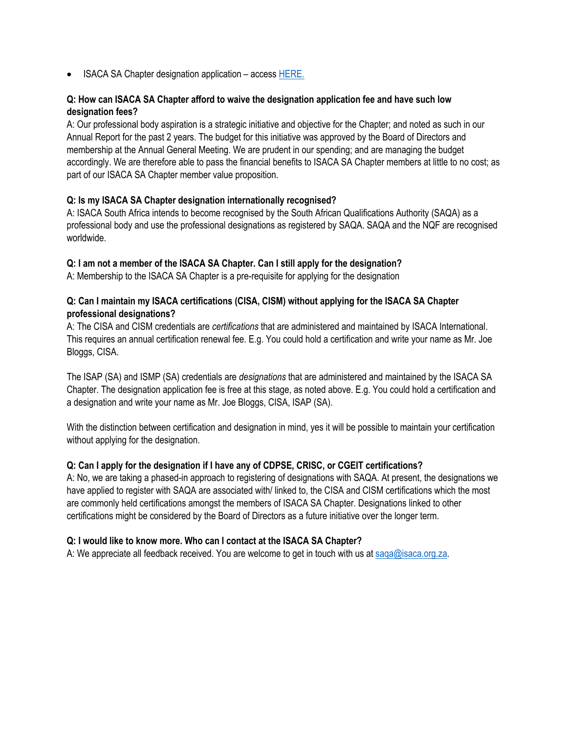- ISACA SA Chapter designation application – access [HERE.]()

**Q: How can ISACA SA Chapter afford to waive the designation application fee and have such low designation fees?**
A: Our professional body aspiration is a strategic initiative and objective for the Chapter; and noted as such in our Annual Report for the past 2 years. The budget for this initiative was approved by the Board of Directors and membership at the Annual General Meeting. We are prudent in our spending; and are managing the budget accordingly. We are therefore able to pass the financial benefits to ISACA SA Chapter members at little to no cost; as part of our ISACA SA Chapter member value proposition.

**Q: Is my ISACA SA Chapter designation internationally recognised?**
A: ISACA South Africa intends to become recognised by the South African Qualifications Authority (SAQA) as a professional body and use the professional designations as registered by SAQA. SAQA and the NQF are recognised worldwide.

**Q: I am not a member of the ISACA SA Chapter. Can I still apply for the designation?**
A: Membership to the ISACA SA Chapter is a pre-requisite for applying for the designation

**Q: Can I maintain my ISACA certifications (CISA, CISM) without applying for the ISACA SA Chapter professional designations?**
A: The CISA and CISM credentials are *certifications* that are administered and maintained by ISACA International. This requires an annual certification renewal fee. E.g. You could hold a certification and write your name as Mr. Joe Bloggs, CISA.

The ISAP (SA) and ISMP (SA) credentials are *designations* that are administered and maintained by the ISACA SA Chapter. The designation application fee is free at this stage, as noted above. E.g. You could hold a certification and a designation and write your name as Mr. Joe Bloggs, CISA, ISAP (SA).

With the distinction between certification and designation in mind, yes it will be possible to maintain your certification without applying for the designation.

**Q: Can I apply for the designation if I have any of CDPSE, CRISC, or CGEIT certifications?**
A: No, we are taking a phased-in approach to registering of designations with SAQA. At present, the designations we have applied to register with SAQA are associated with/ linked to, the CISA and CISM certifications which the most are commonly held certifications amongst the members of ISACA SA Chapter. Designations linked to other certifications might be considered by the Board of Directors as a future initiative over the longer term.

**Q: I would like to know more. Who can I contact at the ISACA SA Chapter?**
A: We appreciate all feedback received. You are welcome to get in touch with us at [saqa@isaca.org.za](mailto:saqa@isaca.org.za).